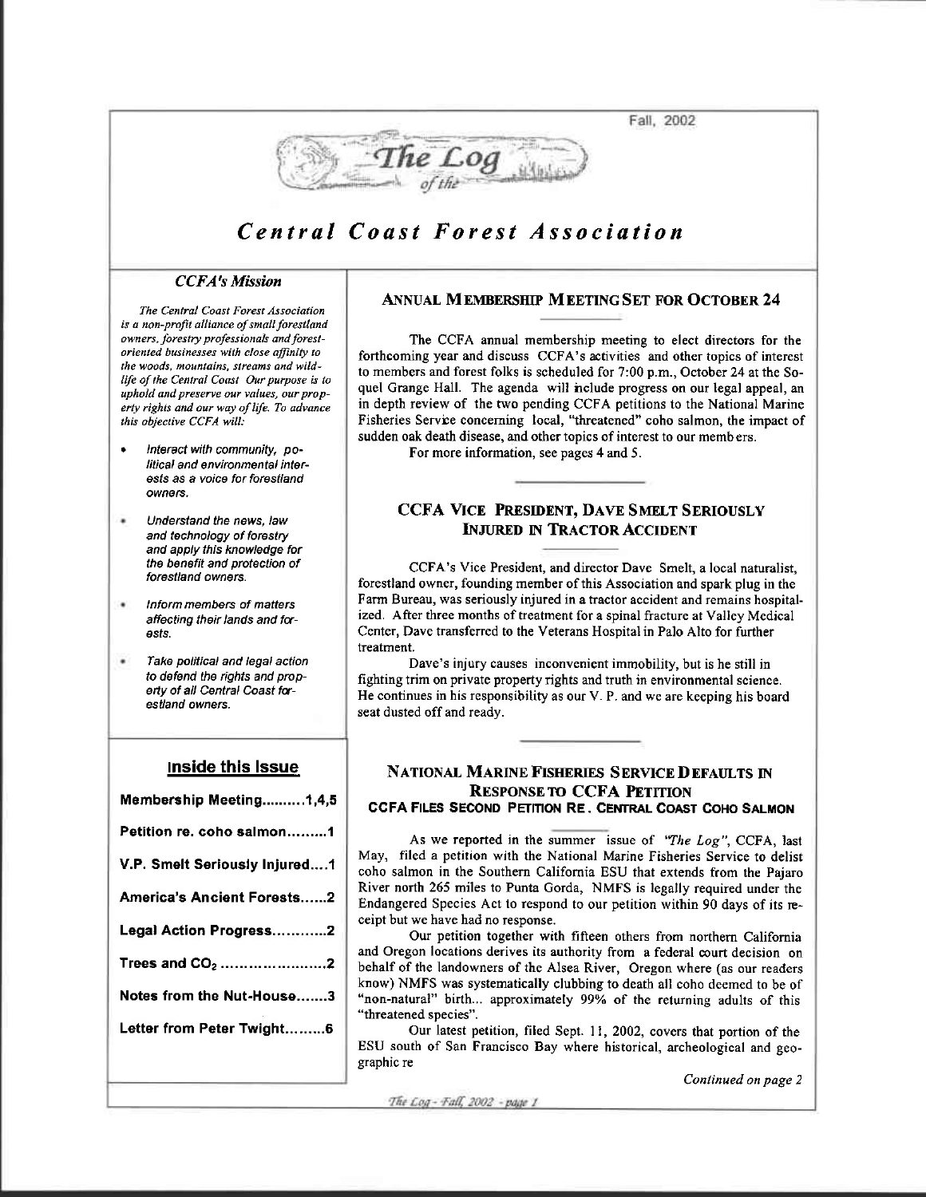Fall, 2002

# The Log of the Central Coast Forest Association

## CCFA's Mission

*The Central Coast Forest Association is a non-profit alliance of small forestland owners, forestry professionals and forest-oriented businesses with close affinity to the woods, mountains, streams and wildlife of the Central Coast. Our purpose is to uphold and preserve our values, our property rights and our way of life. To advance this objective CCFA will:*

- *Interact with community, political and environmental interests as a voice for forestland owners.*
- *Understand the news, law and technology of forestry and apply this knowledge for the benefit and protection of forestland owners.*
- *Inform members of matters affecting their lands and forests.*
- *Take political and legal action to defend the rights and property of all Central Coast forestland owners.*

## Inside this Issue

- Membership Meeting..........1,4,5
- Petition re. coho salmon.........1
- V.P. Smelt Seriously Injured....1
- America's Ancient Forests......2
- Legal Action Progress............2
- Trees and $CO_2$ ......................2
- Notes from the Nut-House.......3
- Letter from Peter Twight.........6

## Annual Membership Meeting Set for October 24

The CCFA annual membership meeting to elect directors for the forthcoming year and discuss CCFA's activities and other topics of interest to members and forest folks is scheduled for 7:00 p.m., October 24 at the Soquel Grange Hall. The agenda will include progress on our legal appeal, an in depth review of the two pending CCFA petitions to the National Marine Fisheries Service concerning local, "threatened" coho salmon, the impact of sudden oak death disease, and other topics of interest to our members.

For more information, see pages 4 and 5.

## CCFA Vice President, Dave Smelt Seriously Injured in Tractor Accident

CCFA's Vice President, and director Dave Smelt, a local naturalist, forestland owner, founding member of this Association and spark plug in the Farm Bureau, was seriously injured in a tractor accident and remains hospitalized. After three months of treatment for a spinal fracture at Valley Medical Center, Dave transferred to the Veterans Hospital in Palo Alto for further treatment.

Dave's injury causes inconvenient immobility, but is he still in fighting trim on private property rights and truth in environmental science. He continues in his responsibility as our V. P. and we are keeping his board seat dusted off and ready.

## National Marine Fisheries Service Defaults in Response to CCFA Petition

### CCFA Files Second Petition Re. Central Coast Coho Salmon

As we reported in the summer issue of *"The Log"*, CCFA, last May, filed a petition with the National Marine Fisheries Service to delist coho salmon in the Southern California ESU that extends from the Pajaro River north 265 miles to Punta Gorda, NMFS is legally required under the Endangered Species Act to respond to our petition within 90 days of its receipt but we have had no response.

Our petition together with fifteen others from northern California and Oregon locations derives its authority from a federal court decision on behalf of the landowners of the Alsea River, Oregon where (as our readers know) NMFS was systematically clubbing to death all coho deemed to be of "non-natural" birth... approximately 99% of the returning adults of this "threatened species".

Our latest petition, filed Sept. 11, 2002, covers that portion of the ESU south of San Francisco Bay where historical, archeological and geographic re

*Continued on page 2*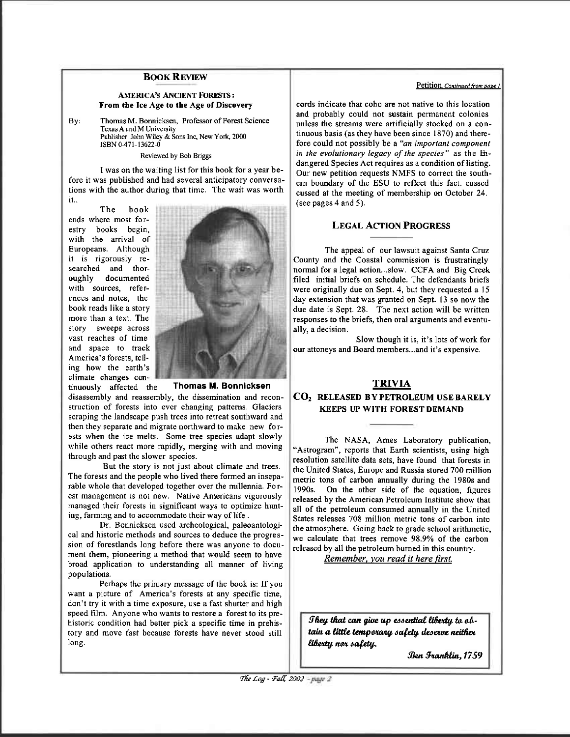## BOOK REVIEW

### AMERICA'S ANCIENT FORESTS: From the Ice Age to the Age of Discovery

By: Thomas M. Bonnicksen, Professor of Forest Science
Texas A and M University
Publisher: John Wiley & Sons Inc, New York, 2000
ISBN 0-471-13622-0

Reviewed by Bob Briggs

I was on the waiting list for this book for a year before it was published and had several anticipatory conversations with the author during that time. The wait was worth it..

The book ends where most forestry books begin, with the arrival of Europeans. Although it is rigorously researched and thoroughly documented with sources, references and notes, the book reads like a story more than a text. The story sweeps across vast reaches of time and space to track America's forests, telling how the earth's climate changes continuously affected the disassembly and reassembly, the dissemination and reconstruction of forests into ever changing patterns. Glaciers scraping the landscape push trees into retreat southward and then they separate and migrate northward to make new forests when the ice melts. Some tree species adapt slowly while others react more rapidly, merging with and moving through and past the slower species.

**Thomas M. Bonnicksen**

But the story is not just about climate and trees. The forests and the people who lived there formed an inseparable whole that developed together over the millennia. Forest management is not new. Native Americans vigorously managed their forests in significant ways to optimize hunting, farming and to accommodate their way of life.

Dr. Bonnicksen used archeological, paleontological and historic methods and sources to deduce the progression of forestlands long before there was anyone to document them, pioneering a method that would seem to have broad application to understanding all manner of living populations.

Perhaps the primary message of the book is: If you want a picture of America's forests at any specific time, don't try it with a time exposure, use a fast shutter and high speed film. Anyone who wants to restore a forest to its prehistoric condition had better pick a specific time in prehistory and move fast because forests have never stood still long.

Petition *Continued from page 1*

cords indicate that coho are not native to this location and probably could not sustain permanent colonies unless the streams were artificially stocked on a continuous basis (as they have been since 1870) and therefore could not possibly be a *"an important component in the evolutionary legacy of the species"* as the Endangered Species Act requires as a condition of listing. Our new petition requests NMFS to correct the southern boundary of the ESU to reflect this fact. cussed cussed at the meeting of membership on October 24. (see pages 4 and 5).

## LEGAL ACTION PROGRESS

The appeal of our lawsuit against Santa Cruz County and the Coastal commission is frustratingly normal for a legal action...slow. CCFA and Big Creek filed initial briefs on schedule. The defendants briefs were originally due on Sept. 4, but they requested a 15 day extension that was granted on Sept. 13 so now the due date is Sept. 28. The next action will be written responses to the briefs, then oral arguments and eventually, a decision.

Slow though it is, it's lots of work for our attoneys and Board members...and it's expensive.

## TRIVIA

### $CO_2$ RELEASED BY PETROLEUM USE BARELY KEEPS UP WITH FOREST DEMAND

The NASA, Ames Laboratory publication, "Astrogram", reports that Earth scientists, using high resolution satellite data sets, have found that forests in the United States, Europe and Russia stored 700 million metric tons of carbon annually during the 1980s and 1990s. On the other side of the equation, figures released by the American Petroleum Institute show that all of the petroleum consumed annually in the United States releases 708 million metric tons of carbon into the atmosphere. Going back to grade school arithmetic, we calculate that trees remove 98.9% of the carbon released by all the petroleum burned in this country.

*Remember, you read it here first.*

*They that can give up essential liberty to obtain a little temporary safety deserve neither liberty nor safety.*

*Ben Franklin, 1759*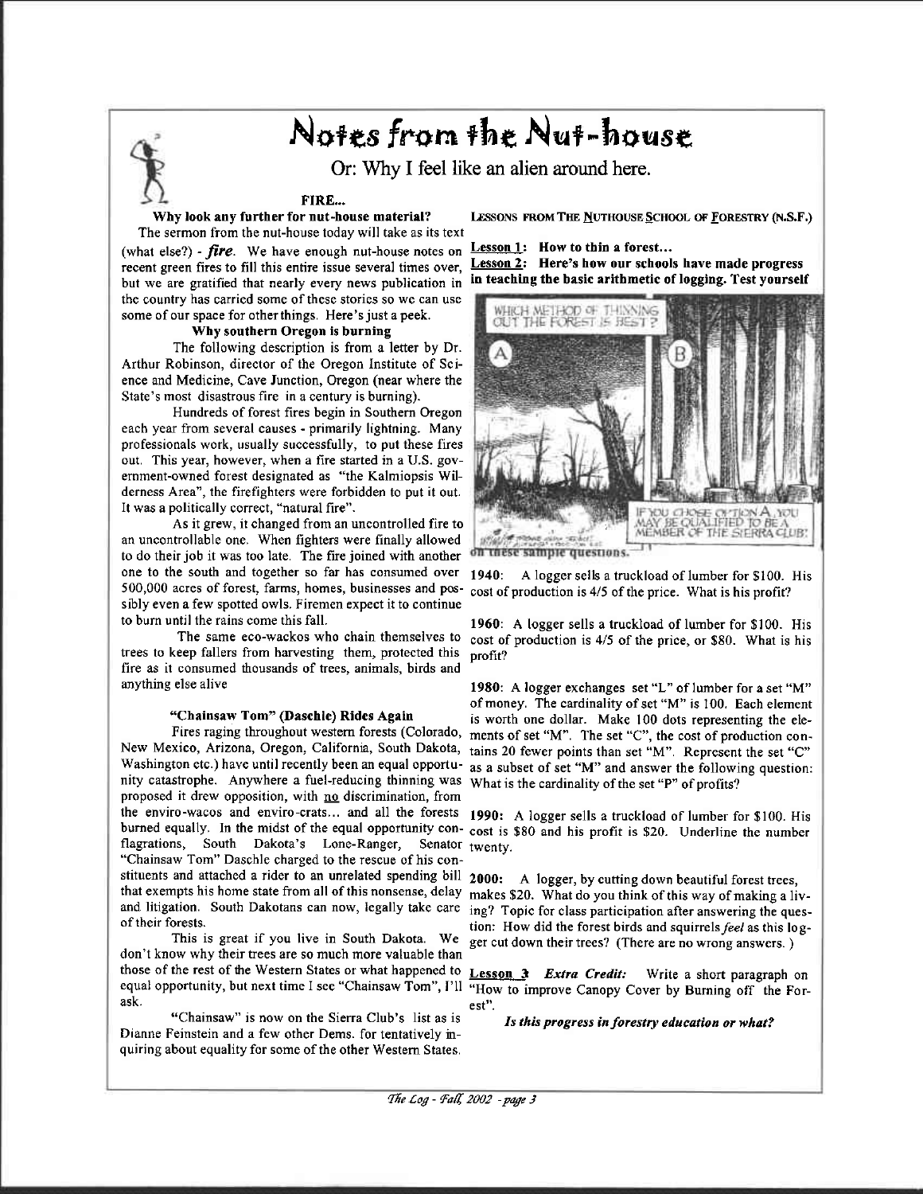# Notes from the Nut-house

Or: Why I feel like an alien around here.

### FIRE...

**Why look any further for nut-house material?**

The sermon from the nut-house today will take as its text (what else?) - ***fire***. We have enough nut-house notes on recent green fires to fill this entire issue several times over, but we are gratified that nearly every news publication in the country has carried some of these stories so we can use some of our space for other things. Here's just a peek.

**Why southern Oregon is burning**

The following description is from a letter by Dr. Arthur Robinson, director of the Oregon Institute of Science and Medicine, Cave Junction, Oregon (near where the State's most disastrous fire in a century is burning).

Hundreds of forest fires begin in Southern Oregon each year from several causes - primarily lightning. Many professionals work, usually successfully, to put these fires out. This year, however, when a fire started in a U.S. government-owned forest designated as "the Kalmiopsis Wilderness Area", the firefighters were forbidden to put it out. It was a politically correct, "natural fire".

As it grew, it changed from an uncontrolled fire to an uncontrollable one. When fighters were finally allowed to do their job it was too late. The fire joined with another one to the south and together so far has consumed over 500,000 acres of forest, farms, homes, businesses and possibly even a few spotted owls. Firemen expect it to continue to burn until the rains come this fall.

The same eco-wackos who chain themselves to trees to keep fallers from harvesting them, protected this fire as it consumed thousands of trees, animals, birds and anything else alive

**"Chainsaw Tom" (Daschle) Rides Again**

Fires raging throughout western forests (Colorado, New Mexico, Arizona, Oregon, California, South Dakota, Washington etc.) have until recently been an equal opportunity catastrophe. Anywhere a fuel-reducing thinning was proposed it drew opposition, with no discrimination, from the enviro-wacos and enviro-crats... and all the forests burned equally. In the midst of the equal opportunity conflagrations, South Dakota's Lone-Ranger, Senator "Chainsaw Tom" Daschle charged to the rescue of his constituents and attached a rider to an unrelated spending bill that exempts his home state from all of this nonsense, delay and litigation. South Dakotans can now, legally take care of their forests.

This is great if you live in South Dakota. We don't know why their trees are so much more valuable than those of the rest of the Western States or what happened to equal opportunity, but next time I see "Chainsaw Tom", I'll ask.

"Chainsaw" is now on the Sierra Club's list as is Dianne Feinstein and a few other Dems. for tentatively inquiring about equality for some of the other Western States.

LESSONS FROM THE NUTHOUSE SCHOOL OF FORESTRY (N.S.F.)

**Lesson 1: How to thin a forest...**

**Lesson 2: Here's how our schools have made progress in teaching the basic arithmetic of logging. Test yourself on these sample questions.**

**1940**: A logger sells a truckload of lumber for $100. His cost of production is 4/5 of the price. What is his profit?

**1960**: A logger sells a truckload of lumber for $100. His cost of production is 4/5 of the price, or $80. What is his profit?

**1980**: A logger exchanges set "L" of lumber for a set "M" of money. The cardinality of set "M" is 100. Each element is worth one dollar. Make 100 dots representing the elements of set "M". The set "C", the cost of production contains 20 fewer points than set "M". Represent the set "C" as a subset of set "M" and answer the following question: What is the cardinality of the set "P" of profits?

**1990**: A logger sells a truckload of lumber for $100. His cost is $80 and his profit is $20. Underline the number twenty.

**2000**: A logger, by cutting down beautiful forest trees, makes $20. What do you think of this way of making a living? Topic for class participation after answering the question: How did the forest birds and squirrels *feel* as this logger cut down their trees? (There are no wrong answers.)

**Lesson 3** ***Extra Credit:*** Write a short paragraph on "How to improve Canopy Cover by Burning off the Forest".

***Is this progress in forestry education or what?***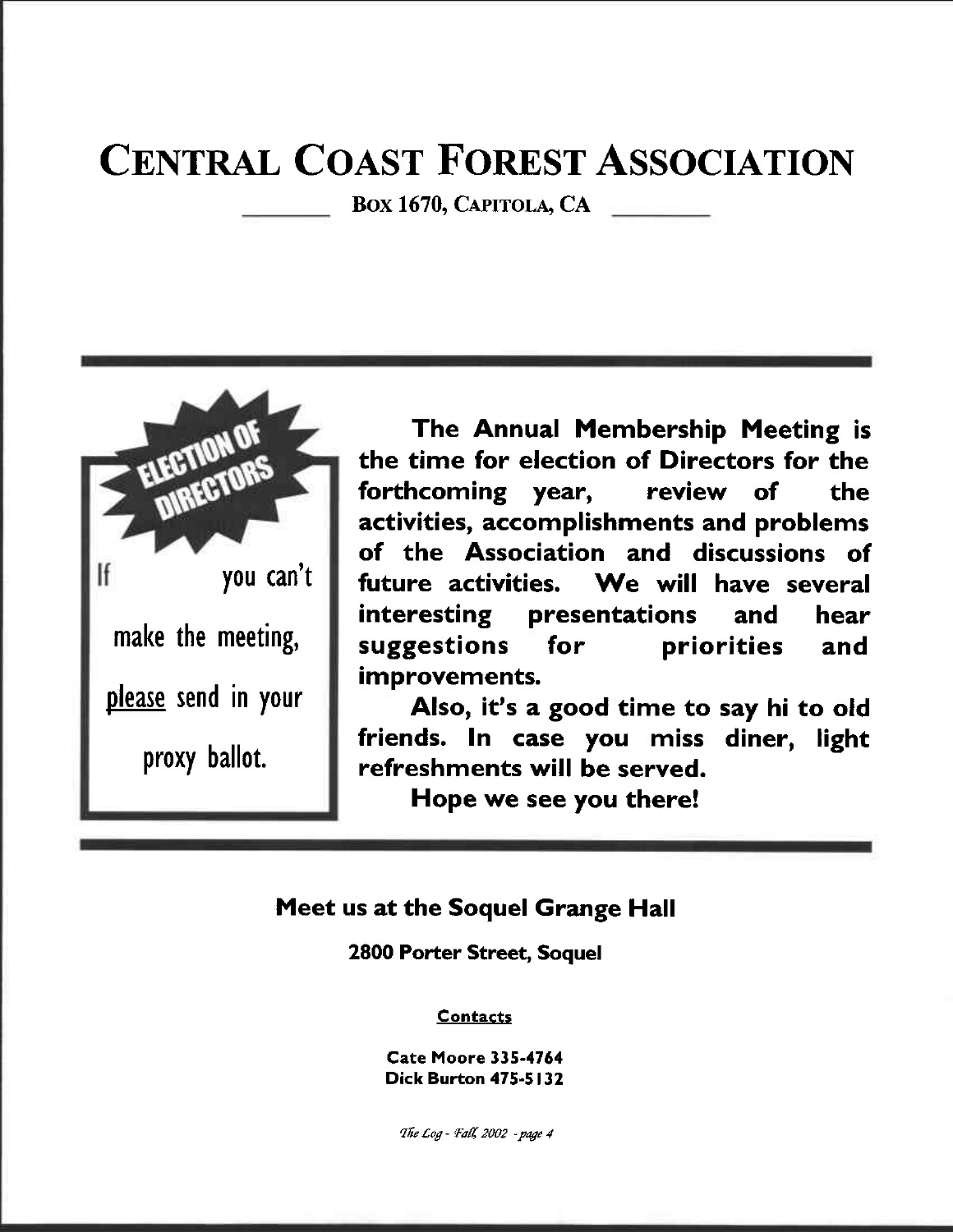# Central Coast Forest Association

Box 1670, Capitola, CA

**ELECTION OF DIRECTORS**

If you can't make the meeting, please send in your proxy ballot.

**The Annual Membership Meeting is the time for election of Directors for the forthcoming year, review of the activities, accomplishments and problems of the Association and discussions of future activities. We will have several interesting presentations and hear suggestions for priorities and improvements.**

**Also, it's a good time to say hi to old friends. In case you miss diner, light refreshments will be served.**

**Hope we see you there!**

## Meet us at the Soquel Grange Hall

**2800 Porter Street, Soquel**

**Contacts**

**Cate Moore 335-4764**
**Dick Burton 475-5132**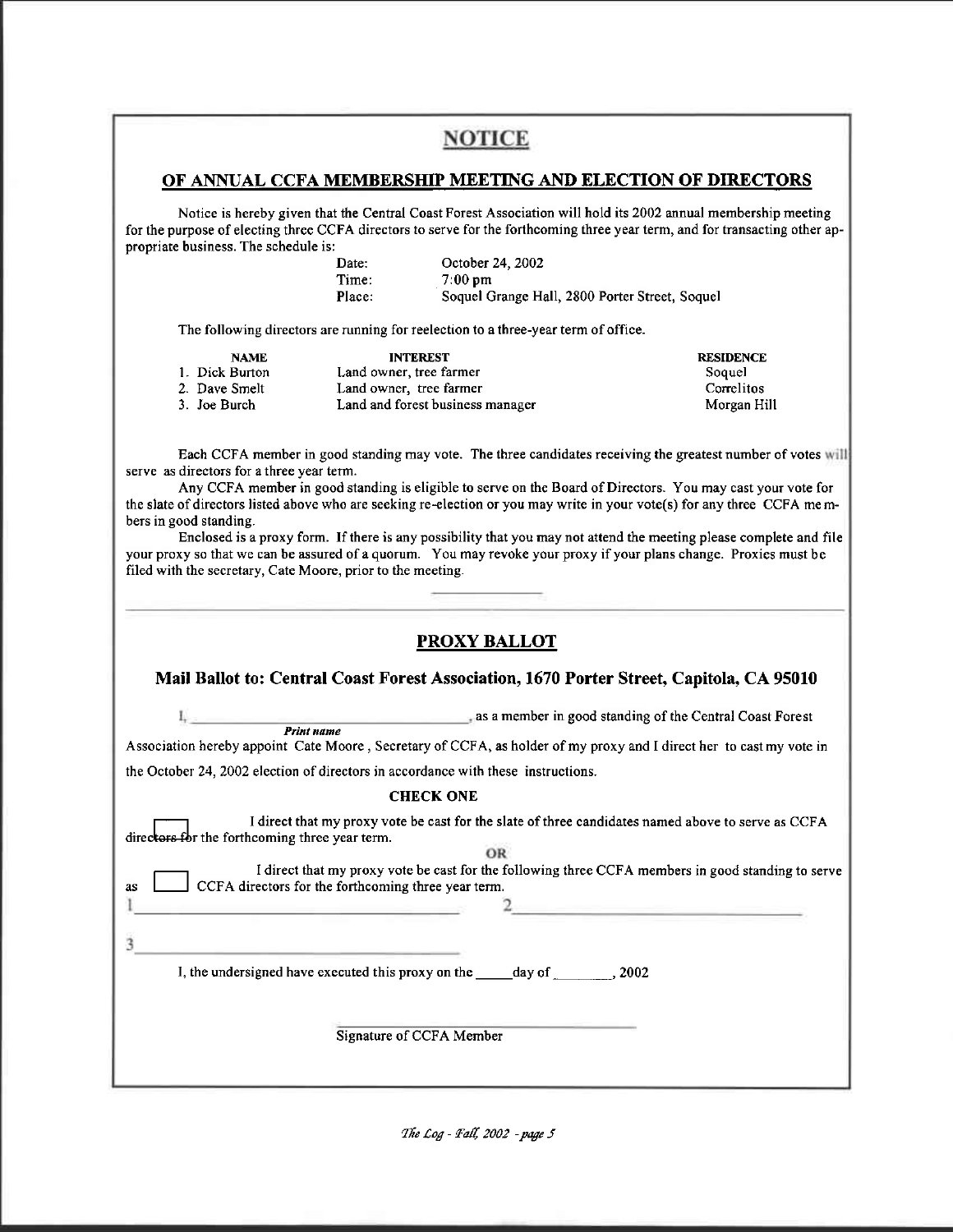# NOTICE

## OF ANNUAL CCFA MEMBERSHIP MEETING AND ELECTION OF DIRECTORS

Notice is hereby given that the Central Coast Forest Association will hold its 2002 annual membership meeting for the purpose of electing three CCFA directors to serve for the forthcoming three year term, and for transacting other appropriate business. The schedule is:

| | |
|---|---|
| Date: | October 24, 2002 |
| Time: | 7:00 pm |
| Place: | Soquel Grange Hall, 2800 Porter Street, Soquel |

The following directors are running for reelection to a three-year term of office.

| NAME | INTEREST | RESIDENCE |
|---|---|---|
| 1. Dick Burton | Land owner, tree farmer | Soquel |
| 2. Dave Smelt | Land owner, tree farmer | Corrclitos |
| 3. Joe Burch | Land and forest business manager | Morgan Hill |

Each CCFA member in good standing may vote. The three candidates receiving the greatest number of votes will serve as directors for a three year term.

Any CCFA member in good standing is eligible to serve on the Board of Directors. You may cast your vote for the slate of directors listed above who are seeking re-election or you may write in your vote(s) for any three CCFA members in good standing.

Enclosed is a proxy form. If there is any possibility that you may not attend the meeting please complete and file your proxy so that we can be assured of a quorum. You may revoke your proxy if your plans change. Proxies must be filed with the secretary, Cate Moore, prior to the meeting.

---

## PROXY BALLOT

### Mail Ballot to: Central Coast Forest Association, 1670 Porter Street, Capitola, CA 95010

I, ________________________________, as a member in good standing of the Central Coast Forest
*Print name*

Association hereby appoint Cate Moore, Secretary of CCFA, as holder of my proxy and I direct her to cast my vote in the October 24, 2002 election of directors in accordance with these instructions.

**CHECK ONE**

☐ I direct that my proxy vote be cast for the slate of three candidates named above to serve as CCFA directors for the forthcoming three year term.

OR

☐ I direct that my proxy vote be cast for the following three CCFA members in good standing to serve as CCFA directors for the forthcoming three year term.

1 ________________________________ 2 ________________________________

3 ________________________________

I, the undersigned have executed this proxy on the _____day of _________, 2002

________________________________
Signature of CCFA Member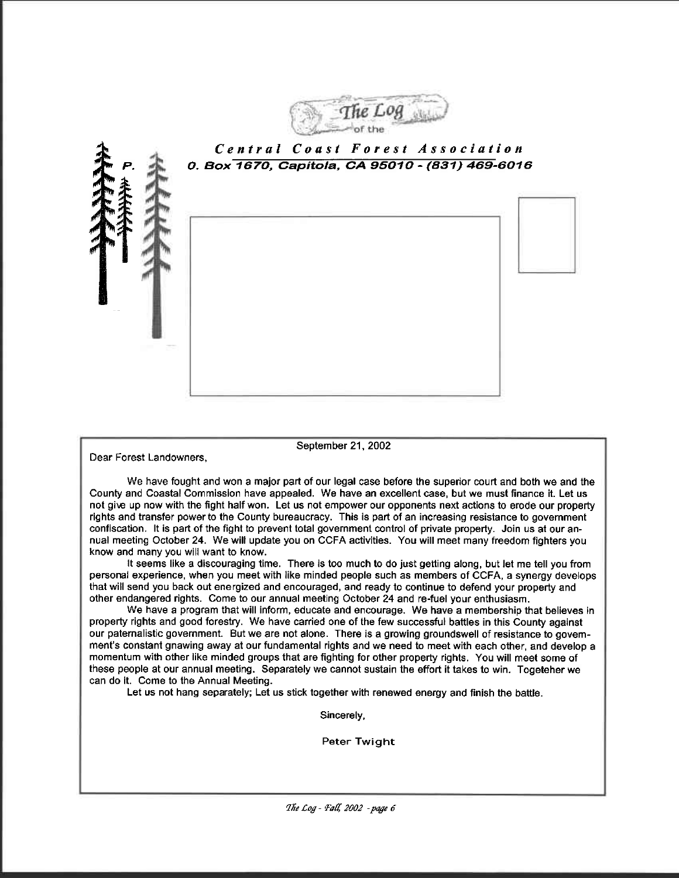The Log of the

## Central Coast Forest Association

P. O. Box 1670, Capitola, CA 95010 - (831) 469-6016

September 21, 2002

Dear Forest Landowners,

We have fought and won a major part of our legal case before the superior court and both we and the County and Coastal Commission have appealed. We have an excellent case, but we must finance it. Let us not give up now with the fight half won. Let us not empower our opponents next actions to erode our property rights and transfer power to the County bureaucracy. This is part of an increasing resistance to government confiscation. It is part of the fight to prevent total government control of private property. Join us at our annual meeting October 24. We will update you on CCFA activities. You will meet many freedom fighters you know and many you will want to know.

It seems like a discouraging time. There is too much to do just getting along, but let me tell you from personal experience, when you meet with like minded people such as members of CCFA, a synergy develops that will send you back out energized and encouraged, and ready to continue to defend your property and other endangered rights. Come to our annual meeting October 24 and re-fuel your enthusiasm.

We have a program that will inform, educate and encourage. We have a membership that believes in property rights and good forestry. We have carried one of the few successful battles in this County against our paternalistic government. But we are not alone. There is a growing groundswell of resistance to government's constant gnawing away at our fundamental rights and we need to meet with each other, and develop a momentum with other like minded groups that are fighting for other property rights. You will meet some of these people at our annual meeting. Separately we cannot sustain the effort it takes to win. Togeteher we can do it. Come to the Annual Meeting.

Let us not hang separately; Let us stick together with renewed energy and finish the battle.

Sincerely,

Peter Twight